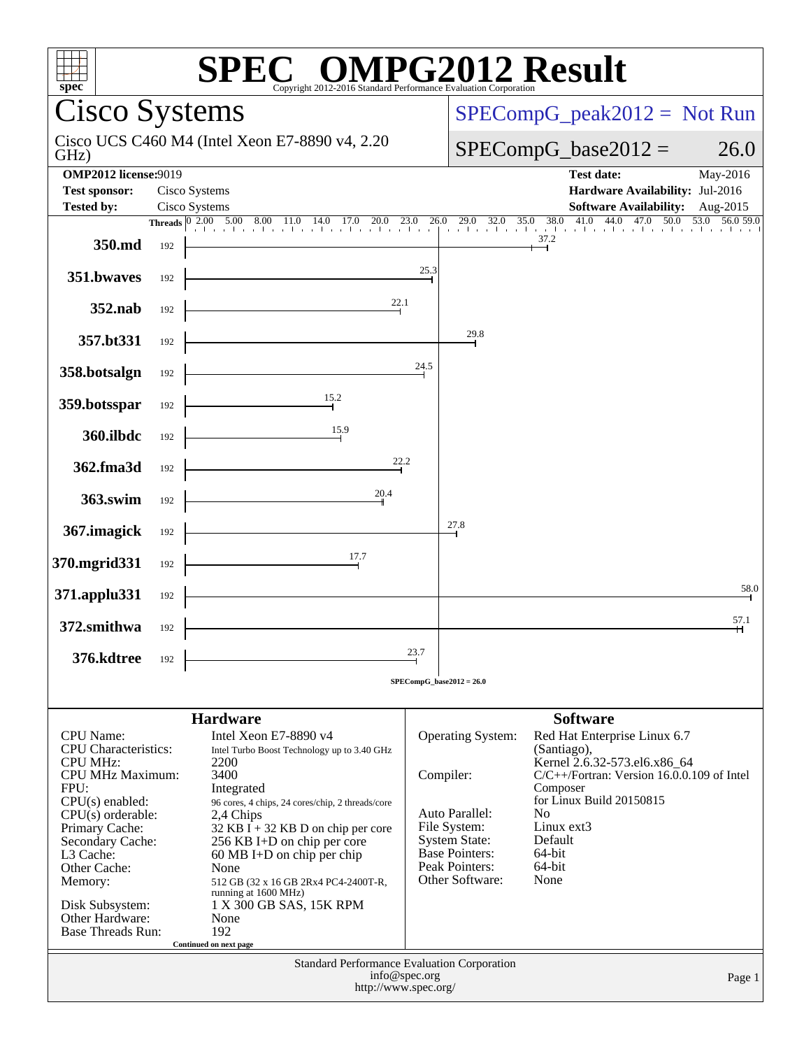# SPEC OMPG2012 Result

Copyright 2012-2016 Standard Performance Evaluation Corporation

## Cisco Systems

Cisco UCS C460 M4 (Intel Xeon E7-8890 v4, 2.20 GHz)

SPECompG_peak2012 = Not Run

SPECompG_base2012 = 26.0

| | | | |
|---|---|---|---|
| **OMP2012 license:** | 9019 | **Test date:** | May-2016 |
| **Test sponsor:** | Cisco Systems | **Hardware Availability:** | Jul-2016 |
| **Tested by:** | Cisco Systems | **Software Availability:** | Aug-2015 |

| Benchmark | Threads | Base Ratio |
|---|---|---|
| 350.md | 192 | 37.2 |
| 351.bwaves | 192 | 25.3 |
| 352.nab | 192 | 22.1 |
| 357.bt331 | 192 | 29.8 |
| 358.botsalgn | 192 | 24.5 |
| 359.botsspar | 192 | 15.2 |
| 360.ilbdc | 192 | 15.9 |
| 362.fma3d | 192 | 22.2 |
| 363.swim | 192 | 20.4 |
| 367.imagick | 192 | 27.8 |
| 370.mgrid331 | 192 | 17.7 |
| 371.applu331 | 192 | 58.0 |
| 372.smithwa | 192 | 57.1 |
| 376.kdtree | 192 | 23.7 |

SPECompG_base2012 = 26.0

### Hardware

| | |
|---|---|
| CPU Name: | Intel Xeon E7-8890 v4 |
| CPU Characteristics: | Intel Turbo Boost Technology up to 3.40 GHz |
| CPU MHz: | 2200 |
| CPU MHz Maximum: | 3400 |
| FPU: | Integrated |
| CPU(s) enabled: | 96 cores, 4 chips, 24 cores/chip, 2 threads/core |
| CPU(s) orderable: | 2,4 Chips |
| Primary Cache: | 32 KB I + 32 KB D on chip per core |
| Secondary Cache: | 256 KB I+D on chip per core |
| L3 Cache: | 60 MB I+D on chip per chip |
| Other Cache: | None |
| Memory: | 512 GB (32 x 16 GB 2Rx4 PC4-2400T-R, running at 1600 MHz) |
| Disk Subsystem: | 1 X 300 GB SAS, 15K RPM |
| Other Hardware: | None |
| Base Threads Run: | 192 |

Continued on next page

### Software

| | |
|---|---|
| Operating System: | Red Hat Enterprise Linux 6.7 (Santiago), Kernel 2.6.32-573.el6.x86_64 |
| Compiler: | C/C++/Fortran: Version 16.0.0.109 of Intel Composer for Linux Build 20150815 |
| Auto Parallel: | No |
| File System: | Linux ext3 |
| System State: | Default |
| Base Pointers: | 64-bit |
| Peak Pointers: | 64-bit |
| Other Software: | None |

Standard Performance Evaluation Corporation
info@spec.org
http://www.spec.org/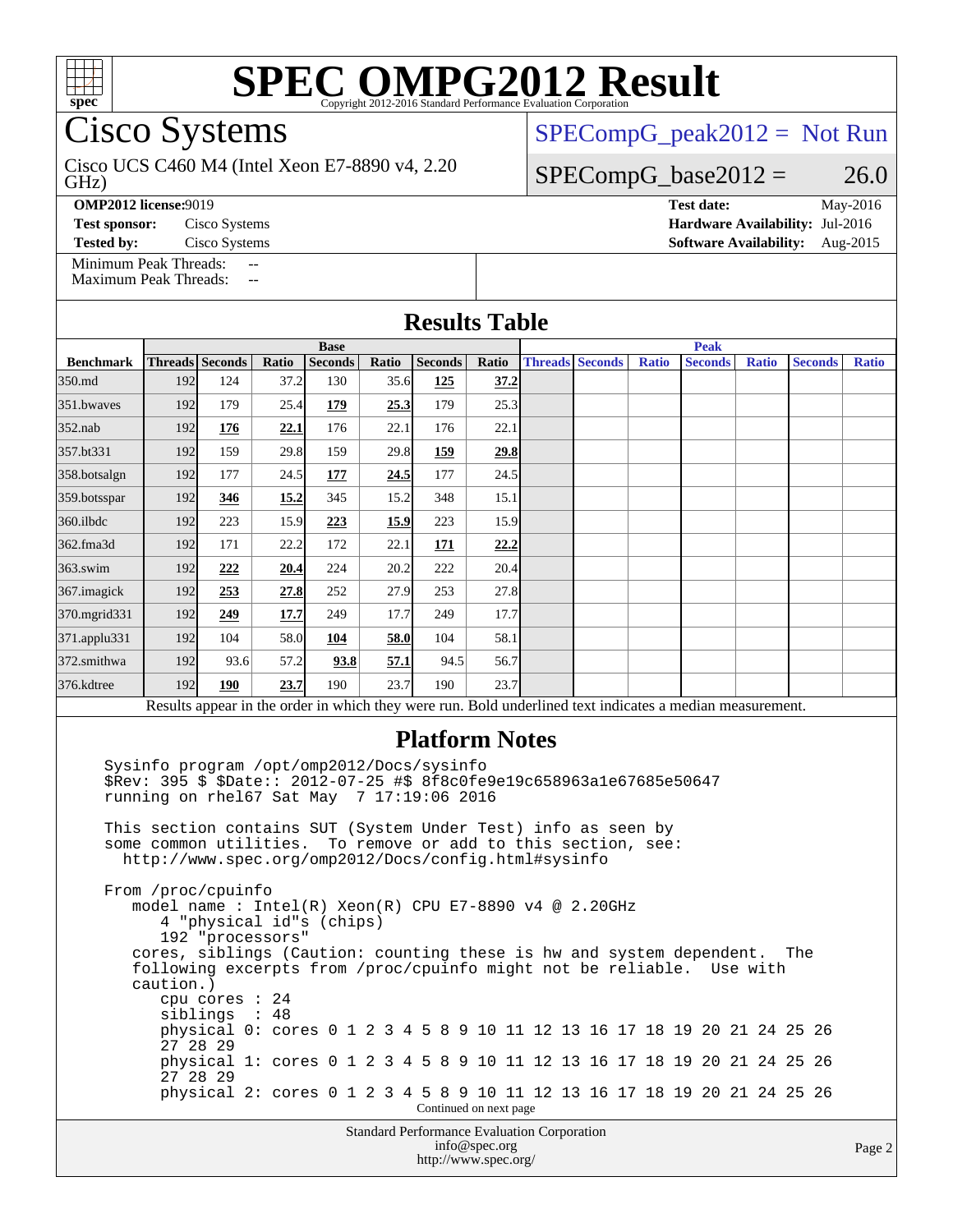# SPEC OMPG2012 Result

Copyright 2012-2016 Standard Performance Evaluation Corporation

## Cisco Systems

Cisco UCS C460 M4 (Intel Xeon E7-8890 v4, 2.20 GHz)

SPECompG_peak2012 = Not Run

SPECompG_base2012 = 26.0

**OMP2012 license:** 9019
**Test sponsor:** Cisco Systems
**Tested by:** Cisco Systems

**Test date:** May-2016
**Hardware Availability:** Jul-2016
**Software Availability:** Aug-2015

Minimum Peak Threads: --
Maximum Peak Threads: --

## Results Table

| Benchmark | Base | | | | | | | Peak | | | | | | |
|---|---|---|---|---|---|---|---|---|---|---|---|---|---|---|
| | Threads | Seconds | Ratio | Seconds | Ratio | Seconds | Ratio | Threads | Seconds | Ratio | Seconds | Ratio | Seconds | Ratio |
| 350.md | 192 | 124 | 37.2 | 130 | 35.6 | **125** | **37.2** | | | | | | | |
| 351.bwaves | 192 | 179 | 25.4 | **179** | **25.3** | 179 | 25.3 | | | | | | | |
| 352.nab | 192 | **176** | **22.1** | 176 | 22.1 | 176 | 22.1 | | | | | | | |
| 357.bt331 | 192 | 159 | 29.8 | 159 | 29.8 | **159** | **29.8** | | | | | | | |
| 358.botsalgn | 192 | 177 | 24.5 | **177** | **24.5** | 177 | 24.5 | | | | | | | |
| 359.botsspar | 192 | **346** | **15.2** | 345 | 15.2 | 348 | 15.1 | | | | | | | |
| 360.ilbdc | 192 | 223 | 15.9 | **223** | **15.9** | 223 | 15.9 | | | | | | | |
| 362.fma3d | 192 | 171 | 22.2 | 172 | 22.1 | **171** | **22.2** | | | | | | | |
| 363.swim | 192 | **222** | **20.4** | 224 | 20.2 | 222 | 20.4 | | | | | | | |
| 367.imagick | 192 | **253** | **27.8** | 252 | 27.9 | 253 | 27.8 | | | | | | | |
| 370.mgrid331 | 192 | **249** | **17.7** | 249 | 17.7 | 249 | 17.7 | | | | | | | |
| 371.applu331 | 192 | 104 | 58.0 | **104** | **58.0** | 104 | 58.1 | | | | | | | |
| 372.smithwa | 192 | 93.6 | 57.2 | **93.8** | **57.1** | 94.5 | 56.7 | | | | | | | |
| 376.kdtree | 192 | **190** | **23.7** | 190 | 23.7 | 190 | 23.7 | | | | | | | |

Results appear in the order in which they were run. Bold underlined text indicates a median measurement.

## Platform Notes

```
Sysinfo program /opt/omp2012/Docs/sysinfo
$Rev: 395 $ $Date:: 2012-07-25 #$ 8f8c0fe9e19c658963a1e67685e50647
running on rhel67 Sat May  7 17:19:06 2016

This section contains SUT (System Under Test) info as seen by
some common utilities.  To remove or add to this section, see:
  http://www.spec.org/omp2012/Docs/config.html#sysinfo

From /proc/cpuinfo
   model name : Intel(R) Xeon(R) CPU E7-8890 v4 @ 2.20GHz
      4 "physical id"s (chips)
      192 "processors"
   cores, siblings (Caution: counting these is hw and system dependent.  The
   following excerpts from /proc/cpuinfo might not be reliable.  Use with
   caution.)
      cpu cores : 24
      siblings  : 48
      physical 0: cores 0 1 2 3 4 5 8 9 10 11 12 13 16 17 18 19 20 21 24 25 26
      27 28 29
      physical 1: cores 0 1 2 3 4 5 8 9 10 11 12 13 16 17 18 19 20 21 24 25 26
      27 28 29
      physical 2: cores 0 1 2 3 4 5 8 9 10 11 12 13 16 17 18 19 20 21 24 25 26
```

Continued on next page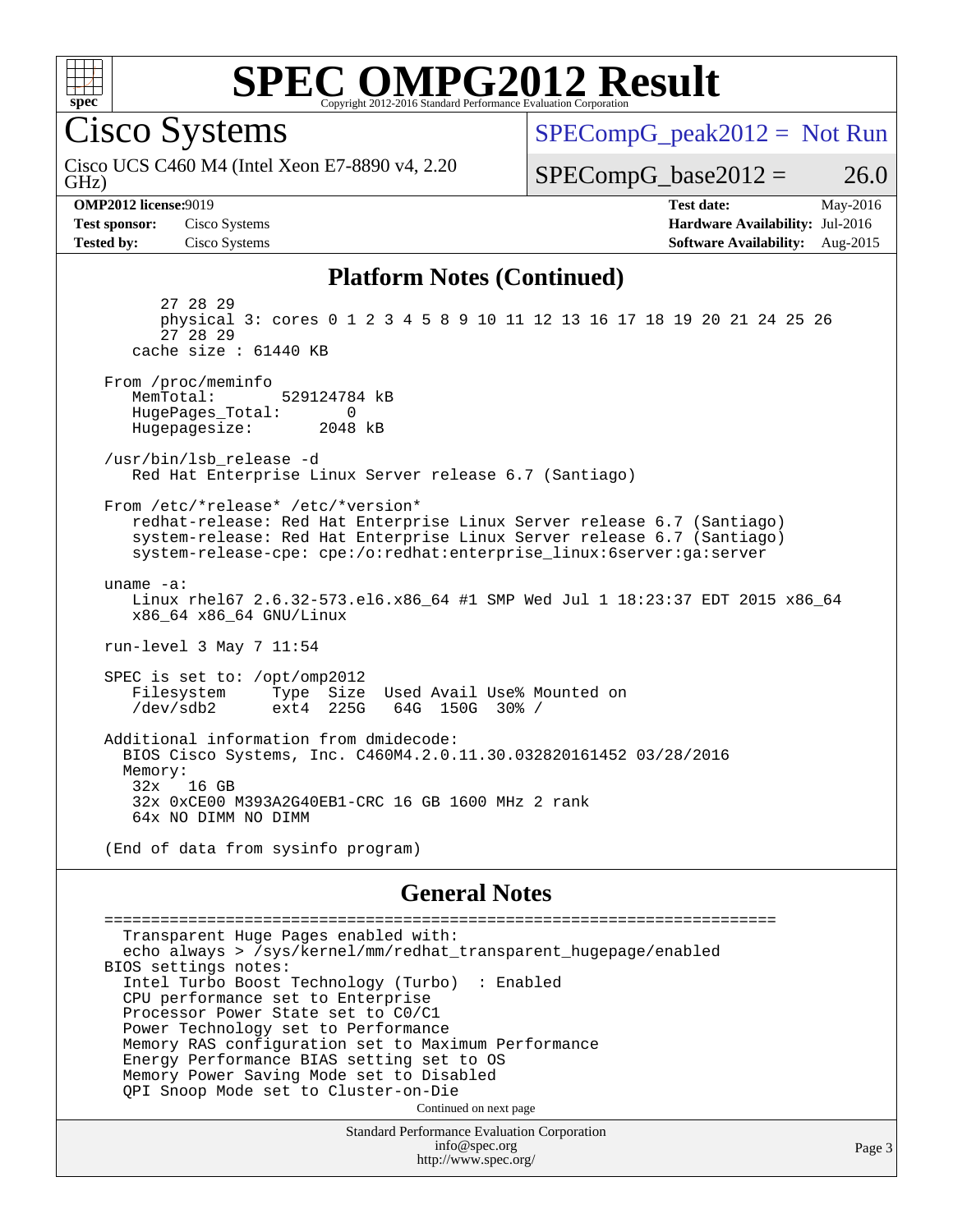# SPEC OMPG2012 Result

Copyright 2012-2016 Standard Performance Evaluation Corporation

## Cisco Systems

Cisco UCS C460 M4 (Intel Xeon E7-8890 v4, 2.20 GHz)

SPECompG_peak2012 = Not Run

SPECompG_base2012 = 26.0

| | | | |
|---|---|---|---|
| **OMP2012 license:** | 9019 | **Test date:** | May-2016 |
| **Test sponsor:** | Cisco Systems | **Hardware Availability:** | Jul-2016 |
| **Tested by:** | Cisco Systems | **Software Availability:** | Aug-2015 |

### Platform Notes (Continued)

```
        27 28 29
        physical 3: cores 0 1 2 3 4 5 8 9 10 11 12 13 16 17 18 19 20 21 24 25 26
        27 28 29
    cache size : 61440 KB

 From /proc/meminfo
    MemTotal:       529124784 kB
    HugePages_Total:       0
    Hugepagesize:       2048 kB

 /usr/bin/lsb_release -d
    Red Hat Enterprise Linux Server release 6.7 (Santiago)

 From /etc/*release* /etc/*version*
    redhat-release: Red Hat Enterprise Linux Server release 6.7 (Santiago)
    system-release: Red Hat Enterprise Linux Server release 6.7 (Santiago)
    system-release-cpe: cpe:/o:redhat:enterprise_linux:6server:ga:server

 uname -a:
    Linux rhel67 2.6.32-573.el6.x86_64 #1 SMP Wed Jul 1 18:23:37 EDT 2015 x86_64
    x86_64 x86_64 GNU/Linux

 run-level 3 May 7 11:54

 SPEC is set to: /opt/omp2012
    Filesystem     Type  Size  Used Avail Use% Mounted on
    /dev/sdb2      ext4  225G   64G  150G  30% /

 Additional information from dmidecode:
   BIOS Cisco Systems, Inc. C460M4.2.0.11.30.032820161452 03/28/2016
   Memory:
    32x   16 GB
    32x 0xCE00 M393A2G40EB1-CRC 16 GB 1600 MHz 2 rank
    64x NO DIMM NO DIMM

 (End of data from sysinfo program)
```

### General Notes

```
 ========================================================================
   Transparent Huge Pages enabled with:
   echo always > /sys/kernel/mm/redhat_transparent_hugepage/enabled
 BIOS settings notes:
   Intel Turbo Boost Technology (Turbo)  : Enabled
   CPU performance set to Enterprise
   Processor Power State set to C0/C1
   Power Technology set to Performance
   Memory RAS configuration set to Maximum Performance
   Energy Performance BIAS setting set to OS
   Memory Power Saving Mode set to Disabled
   QPI Snoop Mode set to Cluster-on-Die
```

Continued on next page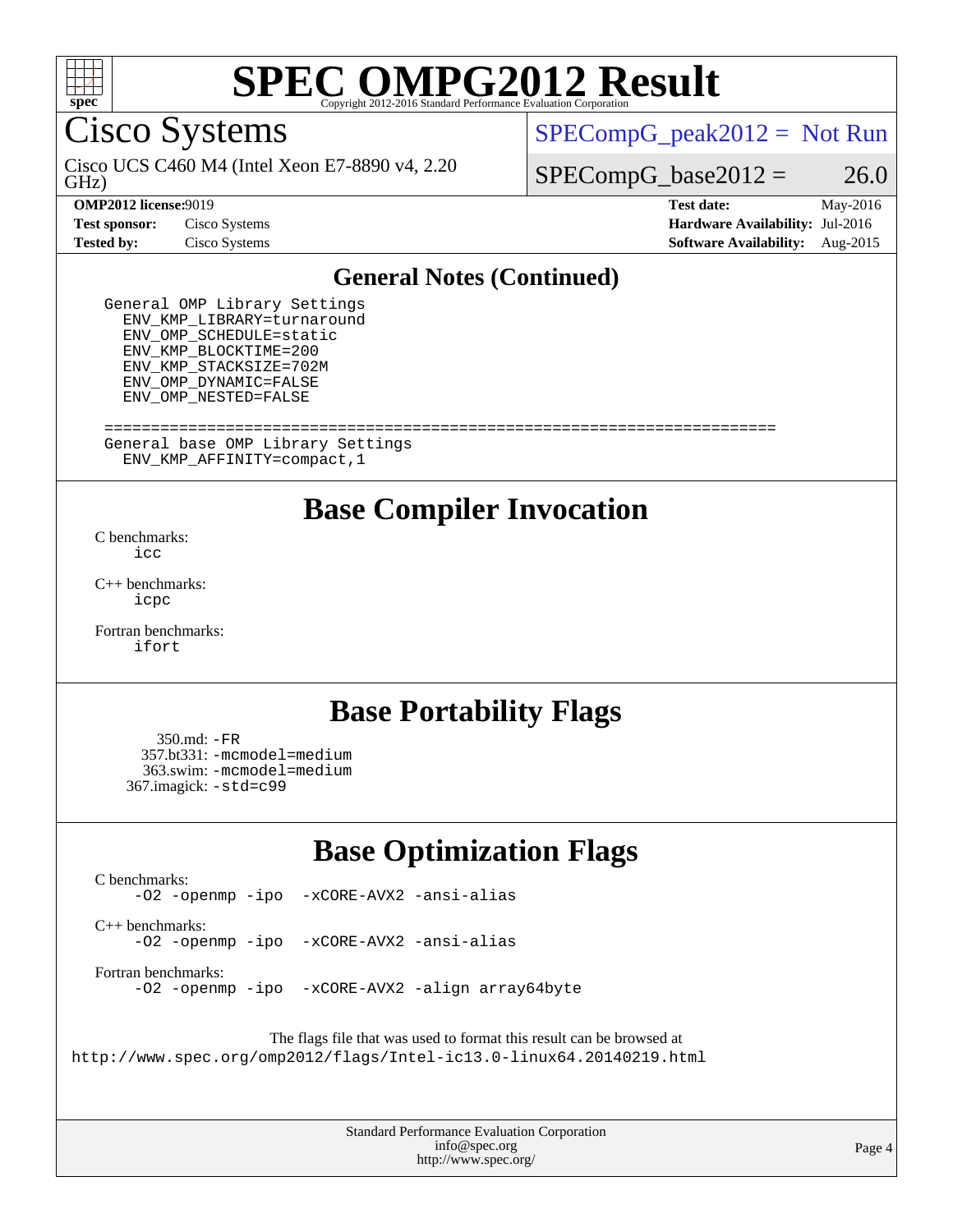# SPEC OMPG2012 Result

Copyright 2012-2016 Standard Performance Evaluation Corporation

## Cisco Systems

Cisco UCS C460 M4 (Intel Xeon E7-8890 v4, 2.20 GHz)

SPECompG_peak2012 = Not Run

SPECompG_base2012 = 26.0

| | | | |
|---|---|---|---|
| **OMP2012 license:** | 9019 | **Test date:** | May-2016 |
| **Test sponsor:** | Cisco Systems | **Hardware Availability:** | Jul-2016 |
| **Tested by:** | Cisco Systems | **Software Availability:** | Aug-2015 |

## General Notes (Continued)

```
General OMP Library Settings
  ENV_KMP_LIBRARY=turnaround
  ENV_OMP_SCHEDULE=static
  ENV_KMP_BLOCKTIME=200
  ENV_KMP_STACKSIZE=702M
  ENV_OMP_DYNAMIC=FALSE
  ENV_OMP_NESTED=FALSE

========================================================================
General base OMP Library Settings
  ENV_KMP_AFFINITY=compact,1
```

## Base Compiler Invocation

C benchmarks:
`icc`

C++ benchmarks:
`icpc`

Fortran benchmarks:
`ifort`

## Base Portability Flags

350.md: `-FR`
357.bt331: `-mcmodel=medium`
363.swim: `-mcmodel=medium`
367.imagick: `-std=c99`

## Base Optimization Flags

C benchmarks:
`-O2 -openmp -ipo -xCORE-AVX2 -ansi-alias`

C++ benchmarks:
`-O2 -openmp -ipo -xCORE-AVX2 -ansi-alias`

Fortran benchmarks:
`-O2 -openmp -ipo -xCORE-AVX2 -align array64byte`

The flags file that was used to format this result can be browsed at
http://www.spec.org/omp2012/flags/Intel-ic13.0-linux64.20140219.html

Standard Performance Evaluation Corporation
info@spec.org
http://www.spec.org/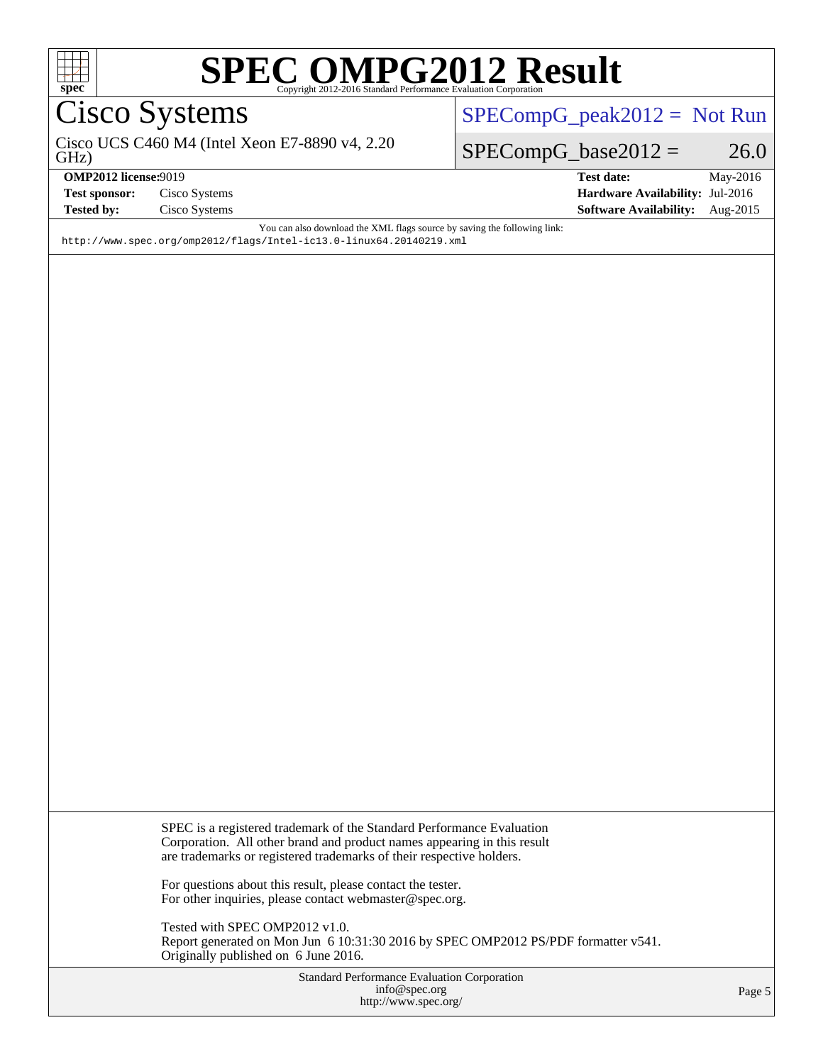# SPEC OMPG2012 Result

Copyright 2012-2016 Standard Performance Evaluation Corporation

## Cisco Systems

Cisco UCS C460 M4 (Intel Xeon E7-8890 v4, 2.20 GHz)

SPECompG_peak2012 = Not Run

SPECompG_base2012 = 26.0

| | | | |
|---|---|---|---|
| **OMP2012 license:** | 9019 | **Test date:** | May-2016 |
| **Test sponsor:** | Cisco Systems | **Hardware Availability:** | Jul-2016 |
| **Tested by:** | Cisco Systems | **Software Availability:** | Aug-2015 |

You can also download the XML flags source by saving the following link:
http://www.spec.org/omp2012/flags/Intel-ic13.0-linux64.20140219.xml

SPEC is a registered trademark of the Standard Performance Evaluation Corporation. All other brand and product names appearing in this result are trademarks or registered trademarks of their respective holders.

For questions about this result, please contact the tester.
For other inquiries, please contact webmaster@spec.org.

Tested with SPEC OMP2012 v1.0.
Report generated on Mon Jun 6 10:31:30 2016 by SPEC OMP2012 PS/PDF formatter v541.
Originally published on 6 June 2016.

Standard Performance Evaluation Corporation
info@spec.org
http://www.spec.org/